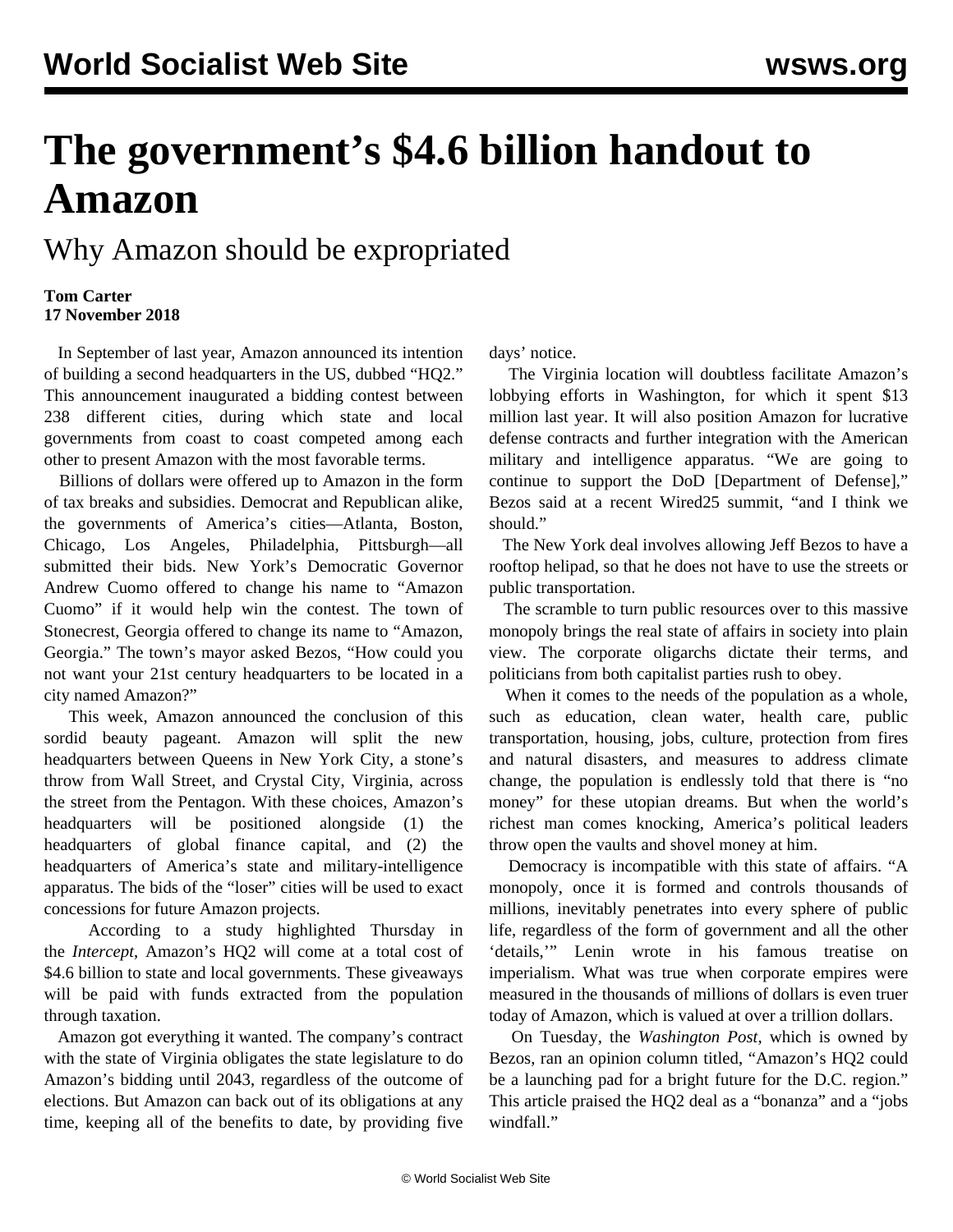# The government's $4.6 billion handout to Amazon

## Why Amazon should be expropriated

**Tom Carter**
**17 November 2018**

In September of last year, Amazon announced its intention of building a second headquarters in the US, dubbed "HQ2." This announcement inaugurated a bidding contest between 238 different cities, during which state and local governments from coast to coast competed among each other to present Amazon with the most favorable terms.

Billions of dollars were offered up to Amazon in the form of tax breaks and subsidies. Democrat and Republican alike, the governments of America's cities—Atlanta, Boston, Chicago, Los Angeles, Philadelphia, Pittsburgh—all submitted their bids. New York's Democratic Governor Andrew Cuomo offered to change his name to "Amazon Cuomo" if it would help win the contest. The town of Stonecrest, Georgia offered to change its name to "Amazon, Georgia." The town's mayor asked Bezos, "How could you not want your 21st century headquarters to be located in a city named Amazon?"

This week, Amazon announced the conclusion of this sordid beauty pageant. Amazon will split the new headquarters between Queens in New York City, a stone's throw from Wall Street, and Crystal City, Virginia, across the street from the Pentagon. With these choices, Amazon's headquarters will be positioned alongside (1) the headquarters of global finance capital, and (2) the headquarters of America's state and military-intelligence apparatus. The bids of the "loser" cities will be used to exact concessions for future Amazon projects.

According to a study highlighted Thursday in the *Intercept*, Amazon's HQ2 will come at a total cost of $4.6 billion to state and local governments. These giveaways will be paid with funds extracted from the population through taxation.

Amazon got everything it wanted. The company's contract with the state of Virginia obligates the state legislature to do Amazon's bidding until 2043, regardless of the outcome of elections. But Amazon can back out of its obligations at any time, keeping all of the benefits to date, by providing five days' notice.

The Virginia location will doubtless facilitate Amazon's lobbying efforts in Washington, for which it spent $13 million last year. It will also position Amazon for lucrative defense contracts and further integration with the American military and intelligence apparatus. "We are going to continue to support the DoD [Department of Defense]," Bezos said at a recent Wired25 summit, "and I think we should."

The New York deal involves allowing Jeff Bezos to have a rooftop helipad, so that he does not have to use the streets or public transportation.

The scramble to turn public resources over to this massive monopoly brings the real state of affairs in society into plain view. The corporate oligarchs dictate their terms, and politicians from both capitalist parties rush to obey.

When it comes to the needs of the population as a whole, such as education, clean water, health care, public transportation, housing, jobs, culture, protection from fires and natural disasters, and measures to address climate change, the population is endlessly told that there is "no money" for these utopian dreams. But when the world's richest man comes knocking, America's political leaders throw open the vaults and shovel money at him.

Democracy is incompatible with this state of affairs. "A monopoly, once it is formed and controls thousands of millions, inevitably penetrates into every sphere of public life, regardless of the form of government and all the other 'details,'" Lenin wrote in his famous treatise on imperialism. What was true when corporate empires were measured in the thousands of millions of dollars is even truer today of Amazon, which is valued at over a trillion dollars.

On Tuesday, the *Washington Post*, which is owned by Bezos, ran an opinion column titled, "Amazon's HQ2 could be a launching pad for a bright future for the D.C. region." This article praised the HQ2 deal as a "bonanza" and a "jobs windfall."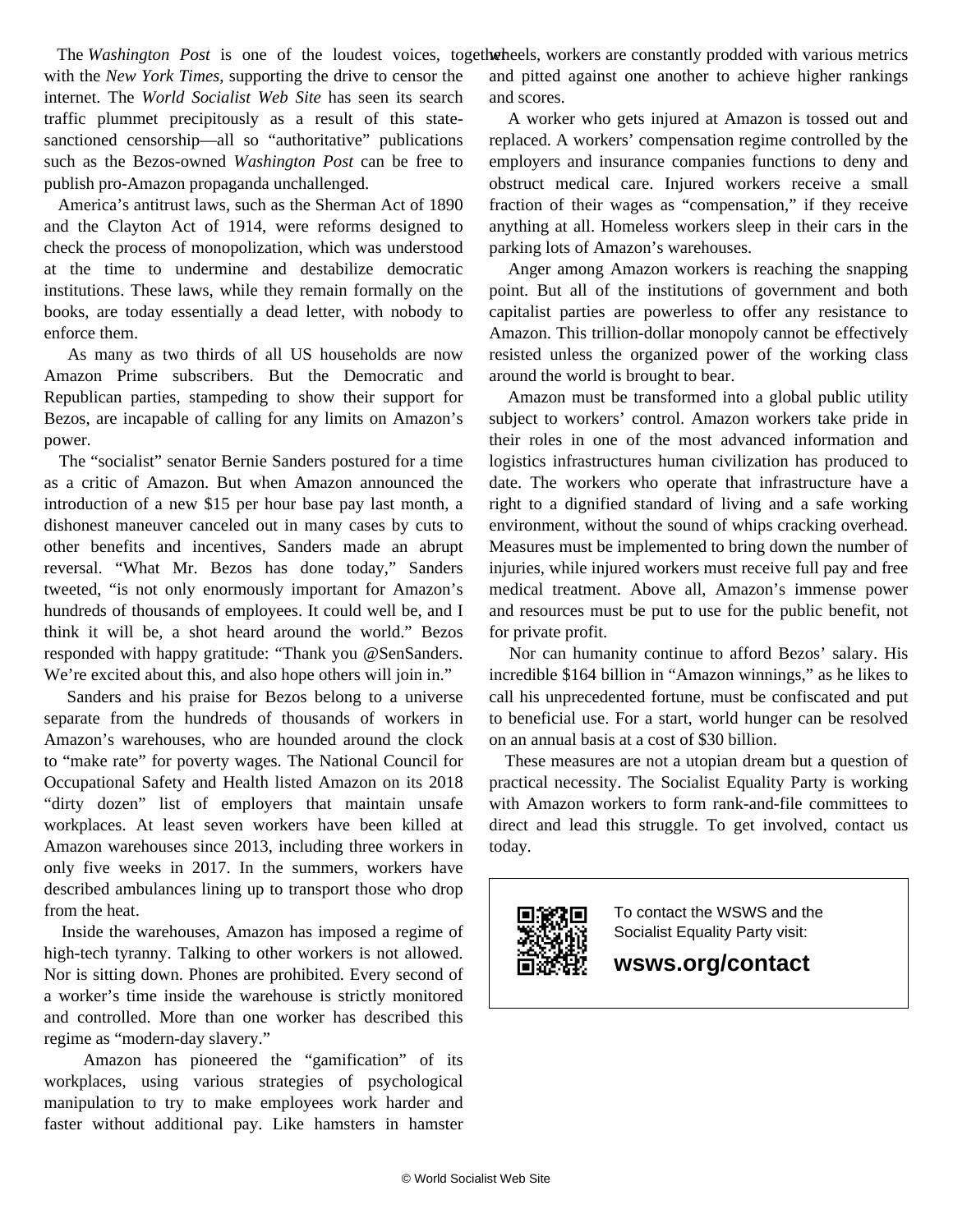The *Washington Post* is one of the loudest voices, together with the *New York Times*, supporting the drive to censor the internet. The *World Socialist Web Site* has seen its search traffic plummet precipitously as a result of this state-sanctioned censorship—all so "authoritative" publications such as the Bezos-owned *Washington Post* can be free to publish pro-Amazon propaganda unchallenged.

America's antitrust laws, such as the Sherman Act of 1890 and the Clayton Act of 1914, were reforms designed to check the process of monopolization, which was understood at the time to undermine and destabilize democratic institutions. These laws, while they remain formally on the books, are today essentially a dead letter, with nobody to enforce them.

As many as two thirds of all US households are now Amazon Prime subscribers. But the Democratic and Republican parties, stampeding to show their support for Bezos, are incapable of calling for any limits on Amazon's power.

The "socialist" senator Bernie Sanders postured for a time as a critic of Amazon. But when Amazon announced the introduction of a new $15 per hour base pay last month, a dishonest maneuver canceled out in many cases by cuts to other benefits and incentives, Sanders made an abrupt reversal. "What Mr. Bezos has done today," Sanders tweeted, "is not only enormously important for Amazon's hundreds of thousands of employees. It could well be, and I think it will be, a shot heard around the world." Bezos responded with happy gratitude: "Thank you @SenSanders. We're excited about this, and also hope others will join in."

Sanders and his praise for Bezos belong to a universe separate from the hundreds of thousands of workers in Amazon's warehouses, who are hounded around the clock to "make rate" for poverty wages. The National Council for Occupational Safety and Health listed Amazon on its 2018 "dirty dozen" list of employers that maintain unsafe workplaces. At least seven workers have been killed at Amazon warehouses since 2013, including three workers in only five weeks in 2017. In the summers, workers have described ambulances lining up to transport those who drop from the heat.

Inside the warehouses, Amazon has imposed a regime of high-tech tyranny. Talking to other workers is not allowed. Nor is sitting down. Phones are prohibited. Every second of a worker's time inside the warehouse is strictly monitored and controlled. More than one worker has described this regime as "modern-day slavery."

Amazon has pioneered the "gamification" of its workplaces, using various strategies of psychological manipulation to try to make employees work harder and faster without additional pay. Like hamsters in hamster wheels, workers are constantly prodded with various metrics and pitted against one another to achieve higher rankings and scores.

A worker who gets injured at Amazon is tossed out and replaced. A workers' compensation regime controlled by the employers and insurance companies functions to deny and obstruct medical care. Injured workers receive a small fraction of their wages as "compensation," if they receive anything at all. Homeless workers sleep in their cars in the parking lots of Amazon's warehouses.

Anger among Amazon workers is reaching the snapping point. But all of the institutions of government and both capitalist parties are powerless to offer any resistance to Amazon. This trillion-dollar monopoly cannot be effectively resisted unless the organized power of the working class around the world is brought to bear.

Amazon must be transformed into a global public utility subject to workers' control. Amazon workers take pride in their roles in one of the most advanced information and logistics infrastructures human civilization has produced to date. The workers who operate that infrastructure have a right to a dignified standard of living and a safe working environment, without the sound of whips cracking overhead. Measures must be implemented to bring down the number of injuries, while injured workers must receive full pay and free medical treatment. Above all, Amazon's immense power and resources must be put to use for the public benefit, not for private profit.

Nor can humanity continue to afford Bezos' salary. His incredible $164 billion in "Amazon winnings," as he likes to call his unprecedented fortune, must be confiscated and put to beneficial use. For a start, world hunger can be resolved on an annual basis at a cost of $30 billion.

These measures are not a utopian dream but a question of practical necessity. The Socialist Equality Party is working with Amazon workers to form rank-and-file committees to direct and lead this struggle. To get involved, contact us today.

To contact the WSWS and the Socialist Equality Party visit:

**wsws.org/contact**